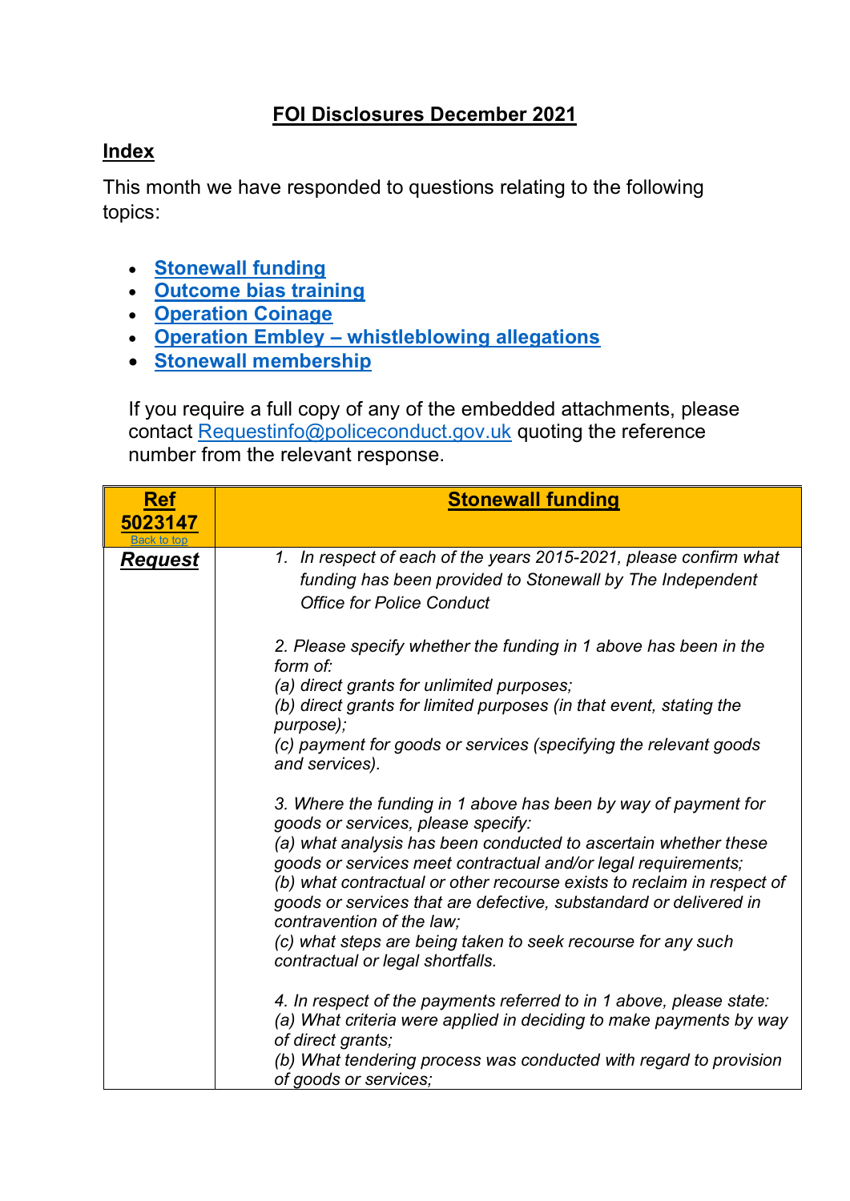# FOI Disclosures December 2021

## Index

This month we have responded to questions relating to the following topics:

- **Stonewall funding**
- **Outcome bias training**
- **Operation Coinage**
- **Operation Embley – whistleblowing allegations**
- **Stonewall membership**

If you require a full copy of any of the embedded attachments, please contact Requestinfo@policeconduct.gov.uk quoting the reference number from the relevant response.

| **Ref 5023147** Back to top | **Stonewall funding** |
|---|---|
| ***Request*** | 1. *In respect of each of the years 2015-2021, please confirm what funding has been provided to Stonewall by The Independent Office for Police Conduct*<br><br>*2. Please specify whether the funding in 1 above has been in the form of:*<br>*(a) direct grants for unlimited purposes;*<br>*(b) direct grants for limited purposes (in that event, stating the purpose);*<br>*(c) payment for goods or services (specifying the relevant goods and services).*<br><br>*3. Where the funding in 1 above has been by way of payment for goods or services, please specify:*<br>*(a) what analysis has been conducted to ascertain whether these goods or services meet contractual and/or legal requirements;*<br>*(b) what contractual or other recourse exists to reclaim in respect of goods or services that are defective, substandard or delivered in contravention of the law;*<br>*(c) what steps are being taken to seek recourse for any such contractual or legal shortfalls.*<br><br>*4. In respect of the payments referred to in 1 above, please state:*<br>*(a) What criteria were applied in deciding to make payments by way of direct grants;*<br>*(b) What tendering process was conducted with regard to provision of goods or services;* |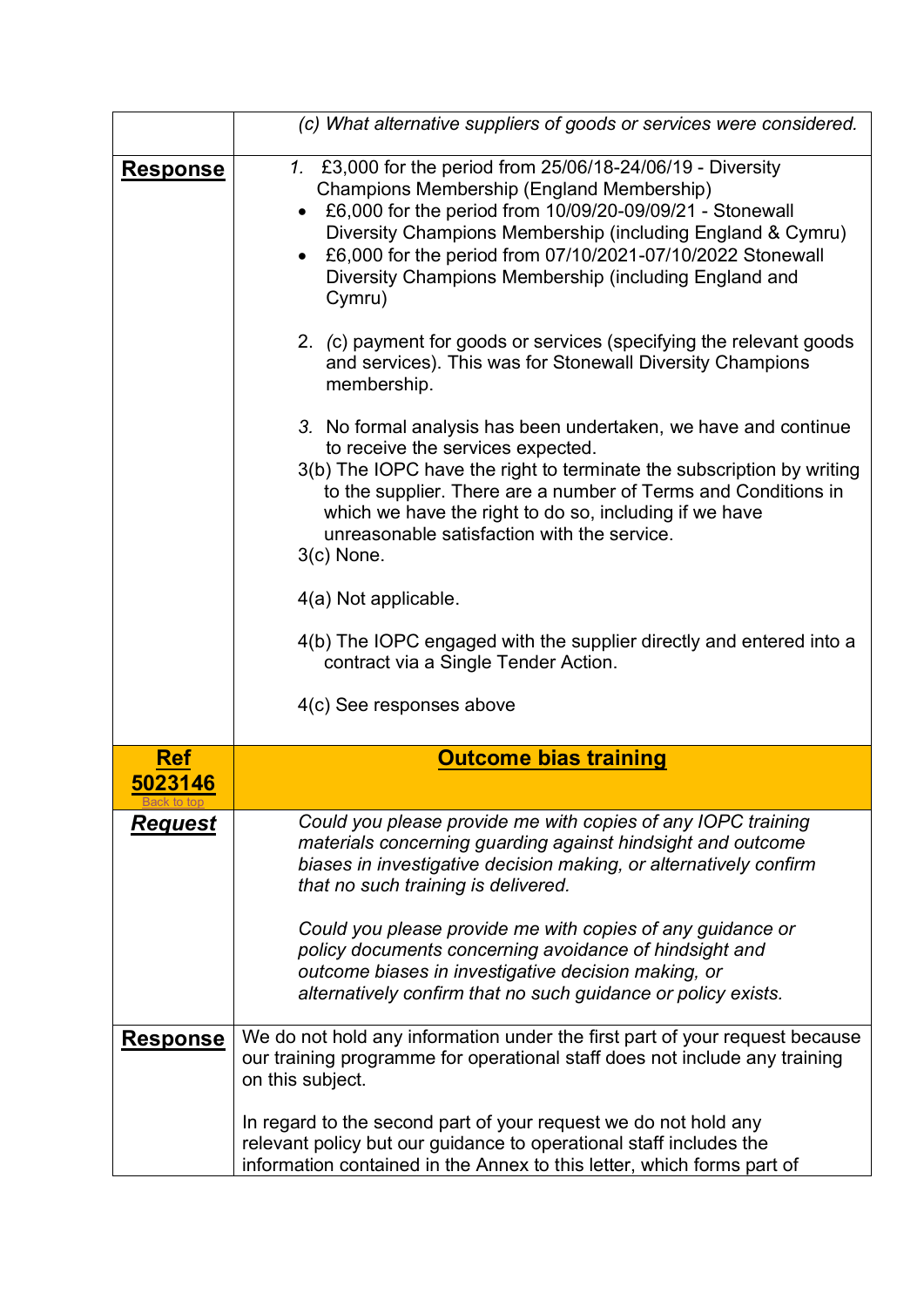| | |
|---|---|
| | *(c) What alternative suppliers of goods or services were considered.* |
| **Response** | 1. £3,000 for the period from 25/06/18-24/06/19 - Diversity Champions Membership (England Membership)<br>• £6,000 for the period from 10/09/20-09/09/21 - Stonewall Diversity Champions Membership (including England & Cymru)<br>• £6,000 for the period from 07/10/2021-07/10/2022 Stonewall Diversity Champions Membership (including England and Cymru)<br><br>2. (c) payment for goods or services (specifying the relevant goods and services). This was for Stonewall Diversity Champions membership.<br><br>3. No formal analysis has been undertaken, we have and continue to receive the services expected.<br>3(b) The IOPC have the right to terminate the subscription by writing to the supplier. There are a number of Terms and Conditions in which we have the right to do so, including if we have unreasonable satisfaction with the service.<br>3(c) None.<br><br>4(a) Not applicable.<br><br>4(b) The IOPC engaged with the supplier directly and entered into a contract via a Single Tender Action.<br><br>4(c) See responses above |
| **Ref 5023146**<br>Back to top | **Outcome bias training** |
| ***Request*** | *Could you please provide me with copies of any IOPC training materials concerning guarding against hindsight and outcome biases in investigative decision making, or alternatively confirm that no such training is delivered.*<br><br>*Could you please provide me with copies of any guidance or policy documents concerning avoidance of hindsight and outcome biases in investigative decision making, or alternatively confirm that no such guidance or policy exists.* |
| **Response** | We do not hold any information under the first part of your request because our training programme for operational staff does not include any training on this subject.<br><br>In regard to the second part of your request we do not hold any relevant policy but our guidance to operational staff includes the information contained in the Annex to this letter, which forms part of |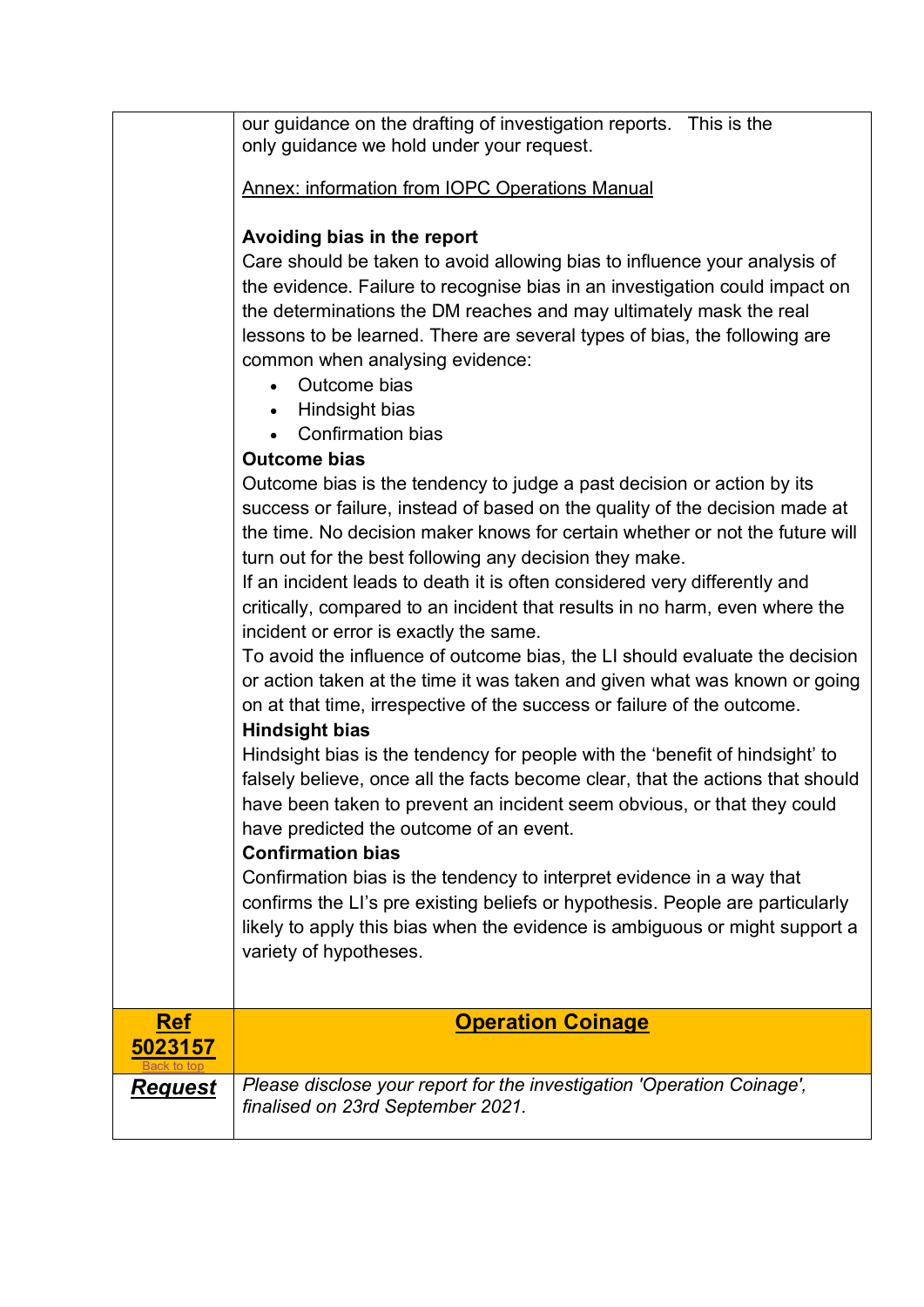| | |
|---|---|
| | our guidance on the drafting of investigation reports. This is the only guidance we hold under your request.<br><br>Annex: information from IOPC Operations Manual<br><br>**Avoiding bias in the report**<br>Care should be taken to avoid allowing bias to influence your analysis of the evidence. Failure to recognise bias in an investigation could impact on the determinations the DM reaches and may ultimately mask the real lessons to be learned. There are several types of bias, the following are common when analysing evidence:<br>• Outcome bias<br>• Hindsight bias<br>• Confirmation bias<br>**Outcome bias**<br>Outcome bias is the tendency to judge a past decision or action by its success or failure, instead of based on the quality of the decision made at the time. No decision maker knows for certain whether or not the future will turn out for the best following any decision they make.<br>If an incident leads to death it is often considered very differently and critically, compared to an incident that results in no harm, even where the incident or error is exactly the same.<br>To avoid the influence of outcome bias, the LI should evaluate the decision or action taken at the time it was taken and given what was known or going on at that time, irrespective of the success or failure of the outcome.<br>**Hindsight bias**<br>Hindsight bias is the tendency for people with the 'benefit of hindsight' to falsely believe, once all the facts become clear, that the actions that should have been taken to prevent an incident seem obvious, or that they could have predicted the outcome of an event.<br>**Confirmation bias**<br>Confirmation bias is the tendency to interpret evidence in a way that confirms the LI's pre existing beliefs or hypothesis. People are particularly likely to apply this bias when the evidence is ambiguous or might support a variety of hypotheses. |
| **Ref 5023157**<br>Back to top | **Operation Coinage** |
| ***Request*** | *Please disclose your report for the investigation 'Operation Coinage', finalised on 23rd September 2021.* |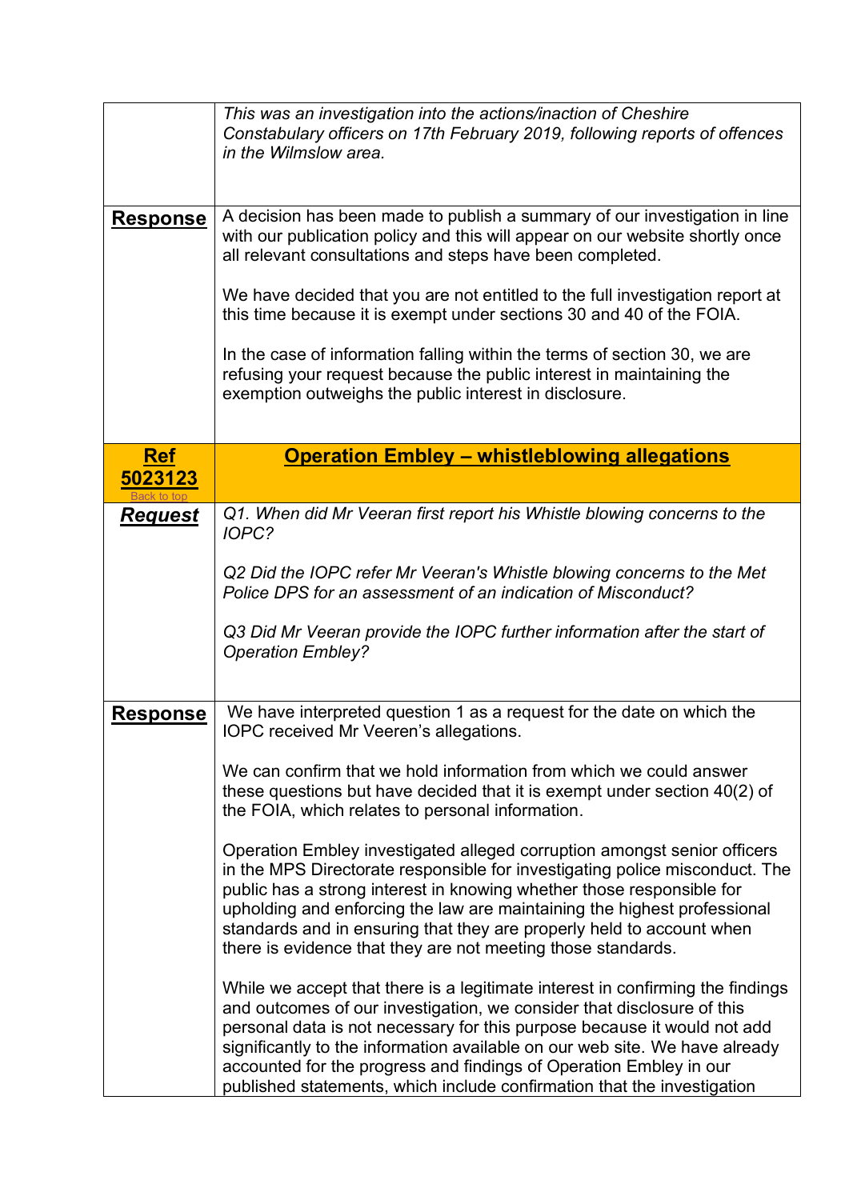| | |
|---|---|
| | *This was an investigation into the actions/inaction of Cheshire Constabulary officers on 17th February 2019, following reports of offences in the Wilmslow area.* |
| **Response** | A decision has been made to publish a summary of our investigation in line with our publication policy and this will appear on our website shortly once all relevant consultations and steps have been completed.<br><br>We have decided that you are not entitled to the full investigation report at this time because it is exempt under sections 30 and 40 of the FOIA.<br><br>In the case of information falling within the terms of section 30, we are refusing your request because the public interest in maintaining the exemption outweighs the public interest in disclosure. |
| **Ref 5023123**<br>Back to top | **Operation Embley – whistleblowing allegations** |
| ***Request*** | *Q1. When did Mr Veeran first report his Whistle blowing concerns to the IOPC?*<br><br>*Q2 Did the IOPC refer Mr Veeran's Whistle blowing concerns to the Met Police DPS for an assessment of an indication of Misconduct?*<br><br>*Q3 Did Mr Veeran provide the IOPC further information after the start of Operation Embley?* |
| **Response** | We have interpreted question 1 as a request for the date on which the IOPC received Mr Veeren's allegations.<br><br>We can confirm that we hold information from which we could answer these questions but have decided that it is exempt under section 40(2) of the FOIA, which relates to personal information.<br><br>Operation Embley investigated alleged corruption amongst senior officers in the MPS Directorate responsible for investigating police misconduct. The public has a strong interest in knowing whether those responsible for upholding and enforcing the law are maintaining the highest professional standards and in ensuring that they are properly held to account when there is evidence that they are not meeting those standards.<br><br>While we accept that there is a legitimate interest in confirming the findings and outcomes of our investigation, we consider that disclosure of this personal data is not necessary for this purpose because it would not add significantly to the information available on our web site. We have already accounted for the progress and findings of Operation Embley in our published statements, which include confirmation that the investigation |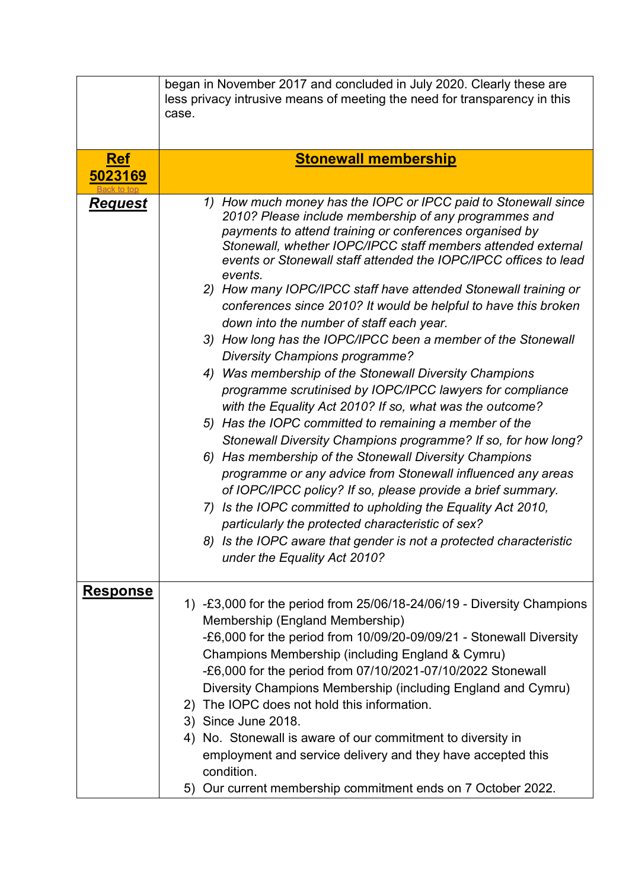| | |
|---|---|
| | began in November 2017 and concluded in July 2020. Clearly these are less privacy intrusive means of meeting the need for transparency in this case. |
| **Ref 5023169** Back to top | **Stonewall membership** |
| ***Request*** | 1) *How much money has the IOPC or IPCC paid to Stonewall since 2010? Please include membership of any programmes and payments to attend training or conferences organised by Stonewall, whether IOPC/IPCC staff members attended external events or Stonewall staff attended the IOPC/IPCC offices to lead events.*<br>2) *How many IOPC/IPCC staff have attended Stonewall training or conferences since 2010? It would be helpful to have this broken down into the number of staff each year.*<br>3) *How long has the IOPC/IPCC been a member of the Stonewall Diversity Champions programme?*<br>4) *Was membership of the Stonewall Diversity Champions programme scrutinised by IOPC/IPCC lawyers for compliance with the Equality Act 2010? If so, what was the outcome?*<br>5) *Has the IOPC committed to remaining a member of the Stonewall Diversity Champions programme? If so, for how long?*<br>6) *Has membership of the Stonewall Diversity Champions programme or any advice from Stonewall influenced any areas of IOPC/IPCC policy? If so, please provide a brief summary.*<br>7) *Is the IOPC committed to upholding the Equality Act 2010, particularly the protected characteristic of sex?*<br>8) *Is the IOPC aware that gender is not a protected characteristic under the Equality Act 2010?* |
| **Response** | 1) -£3,000 for the period from 25/06/18-24/06/19 - Diversity Champions Membership (England Membership)<br>-£6,000 for the period from 10/09/20-09/09/21 - Stonewall Diversity Champions Membership (including England & Cymru)<br>-£6,000 for the period from 07/10/2021-07/10/2022 Stonewall Diversity Champions Membership (including England and Cymru)<br>2) The IOPC does not hold this information.<br>3) Since June 2018.<br>4) No. Stonewall is aware of our commitment to diversity in employment and service delivery and they have accepted this condition.<br>5) Our current membership commitment ends on 7 October 2022. |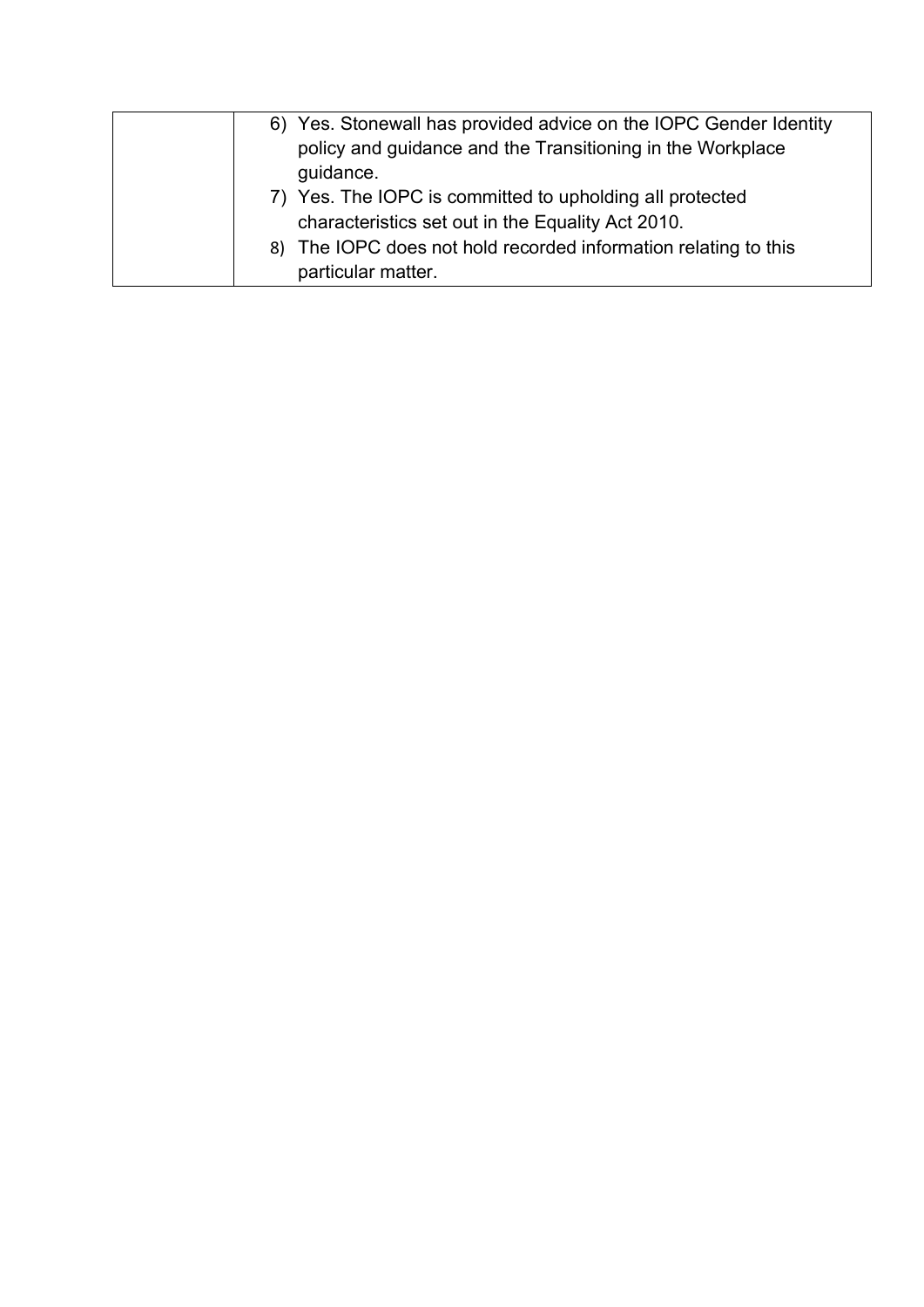| | |
|---|---|
| | 6) Yes. Stonewall has provided advice on the IOPC Gender Identity policy and guidance and the Transitioning in the Workplace guidance.<br>7) Yes. The IOPC is committed to upholding all protected characteristics set out in the Equality Act 2010.<br>8) The IOPC does not hold recorded information relating to this particular matter. |